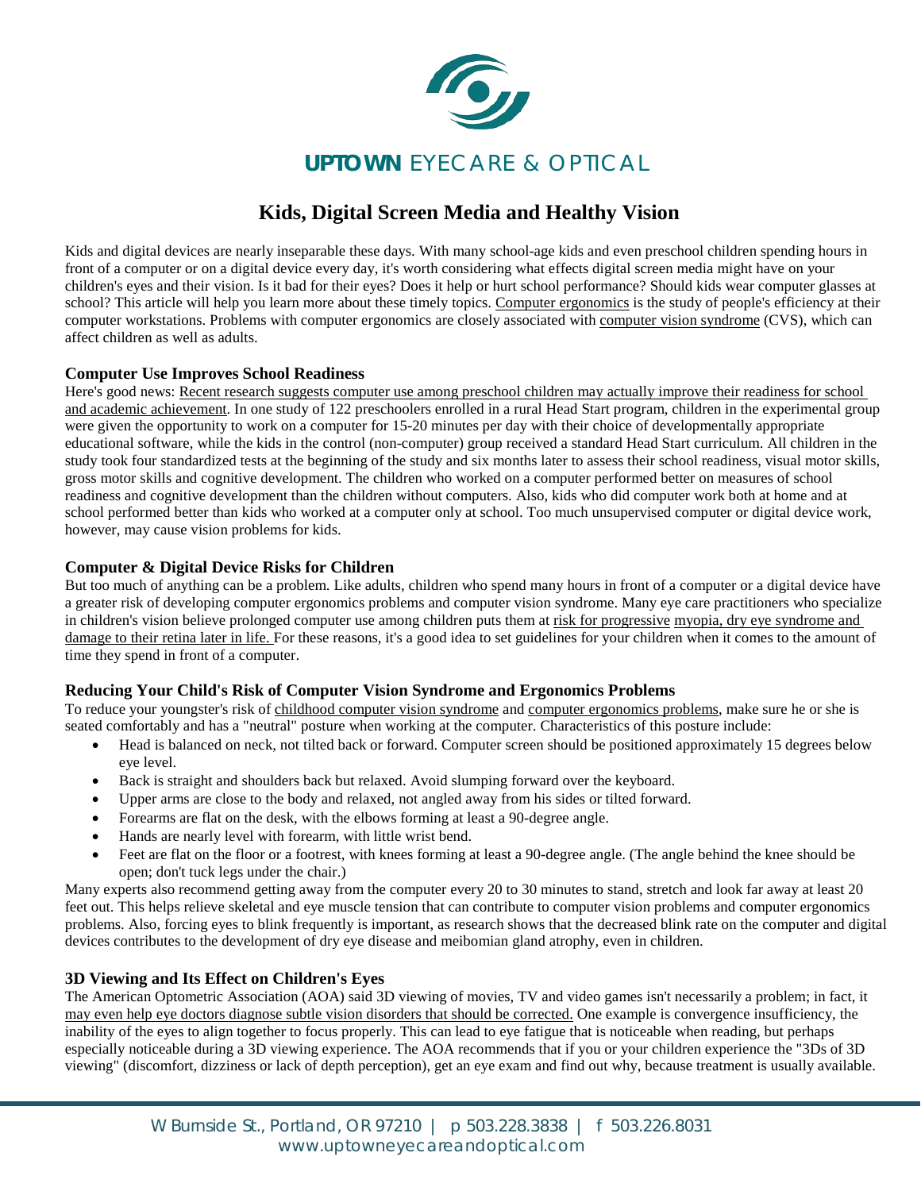**UPTOWN** EYECARE & OPTICAL

# Kids, Digital Screen Media and Healthy Vision

Kids and digital devices are nearly inseparable these days. With many school-age kids and even preschool children spending hours in front of a computer or on a digital device every day, it's worth considering what effects digital screen media might have on your children's eyes and their vision. Is it bad for their eyes? Does it help or hurt school performance? Should kids wear computer glasses at school? This article will help you learn more about these timely topics. Computer ergonomics is the study of people's efficiency at their computer workstations. Problems with computer ergonomics are closely associated with computer vision syndrome (CVS), which can affect children as well as adults.

### Computer Use Improves School Readiness

Here's good news: Recent research suggests computer use among preschool children may actually improve their readiness for school and academic achievement. In one study of 122 preschoolers enrolled in a rural Head Start program, children in the experimental group were given the opportunity to work on a computer for 15-20 minutes per day with their choice of developmentally appropriate educational software, while the kids in the control (non-computer) group received a standard Head Start curriculum. All children in the study took four standardized tests at the beginning of the study and six months later to assess their school readiness, visual motor skills, gross motor skills and cognitive development. The children who worked on a computer performed better on measures of school readiness and cognitive development than the children without computers. Also, kids who did computer work both at home and at school performed better than kids who worked at a computer only at school. Too much unsupervised computer or digital device work, however, may cause vision problems for kids.

### Computer & Digital Device Risks for Children

But too much of anything can be a problem. Like adults, children who spend many hours in front of a computer or a digital device have a greater risk of developing computer ergonomics problems and computer vision syndrome. Many eye care practitioners who specialize in children's vision believe prolonged computer use among children puts them at risk for progressive myopia, dry eye syndrome and damage to their retina later in life. For these reasons, it's a good idea to set guidelines for your children when it comes to the amount of time they spend in front of a computer.

### Reducing Your Child's Risk of Computer Vision Syndrome and Ergonomics Problems

To reduce your youngster's risk of childhood computer vision syndrome and computer ergonomics problems, make sure he or she is seated comfortably and has a "neutral" posture when working at the computer. Characteristics of this posture include:

- Head is balanced on neck, not tilted back or forward. Computer screen should be positioned approximately 15 degrees below eye level.
- Back is straight and shoulders back but relaxed. Avoid slumping forward over the keyboard.
- Upper arms are close to the body and relaxed, not angled away from his sides or tilted forward.
- Forearms are flat on the desk, with the elbows forming at least a 90-degree angle.
- Hands are nearly level with forearm, with little wrist bend.
- Feet are flat on the floor or a footrest, with knees forming at least a 90-degree angle. (The angle behind the knee should be open; don't tuck legs under the chair.)

Many experts also recommend getting away from the computer every 20 to 30 minutes to stand, stretch and look far away at least 20 feet out. This helps relieve skeletal and eye muscle tension that can contribute to computer vision problems and computer ergonomics problems. Also, forcing eyes to blink frequently is important, as research shows that the decreased blink rate on the computer and digital devices contributes to the development of dry eye disease and meibomian gland atrophy, even in children.

### 3D Viewing and Its Effect on Children's Eyes

The American Optometric Association (AOA) said 3D viewing of movies, TV and video games isn't necessarily a problem; in fact, it may even help eye doctors diagnose subtle vision disorders that should be corrected. One example is convergence insufficiency, the inability of the eyes to align together to focus properly. This can lead to eye fatigue that is noticeable when reading, but perhaps especially noticeable during a 3D viewing experience. The AOA recommends that if you or your children experience the "3Ds of 3D viewing" (discomfort, dizziness or lack of depth perception), get an eye exam and find out why, because treatment is usually available.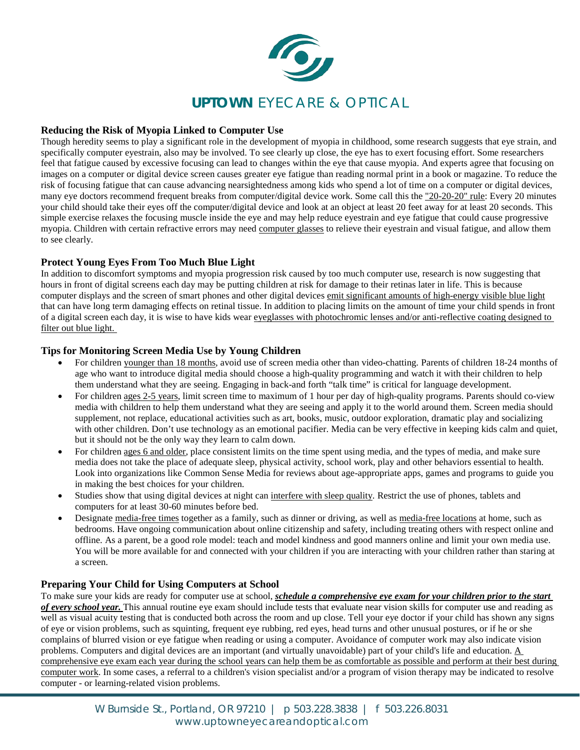# UPTOWN EYECARE & OPTICAL

## Reducing the Risk of Myopia Linked to Computer Use

Though heredity seems to play a significant role in the development of myopia in childhood, some research suggests that eye strain, and specifically computer eyestrain, also may be involved. To see clearly up close, the eye has to exert focusing effort. Some researchers feel that fatigue caused by excessive focusing can lead to changes within the eye that cause myopia. And experts agree that focusing on images on a computer or digital device screen causes greater eye fatigue than reading normal print in a book or magazine. To reduce the risk of focusing fatigue that can cause advancing nearsightedness among kids who spend a lot of time on a computer or digital devices, many eye doctors recommend frequent breaks from computer/digital device work. Some call this the "20-20-20" rule: Every 20 minutes your child should take their eyes off the computer/digital device and look at an object at least 20 feet away for at least 20 seconds. This simple exercise relaxes the focusing muscle inside the eye and may help reduce eyestrain and eye fatigue that could cause progressive myopia. Children with certain refractive errors may need computer glasses to relieve their eyestrain and visual fatigue, and allow them to see clearly.

## Protect Young Eyes From Too Much Blue Light

In addition to discomfort symptoms and myopia progression risk caused by too much computer use, research is now suggesting that hours in front of digital screens each day may be putting children at risk for damage to their retinas later in life. This is because computer displays and the screen of smart phones and other digital devices emit significant amounts of high-energy visible blue light that can have long term damaging effects on retinal tissue. In addition to placing limits on the amount of time your child spends in front of a digital screen each day, it is wise to have kids wear eyeglasses with photochromic lenses and/or anti-reflective coating designed to filter out blue light.

## Tips for Monitoring Screen Media Use by Young Children

- For children younger than 18 months, avoid use of screen media other than video-chatting. Parents of children 18-24 months of age who want to introduce digital media should choose a high-quality programming and watch it with their children to help them understand what they are seeing. Engaging in back-and forth "talk time" is critical for language development.
- For children ages 2-5 years, limit screen time to maximum of 1 hour per day of high-quality programs. Parents should co-view media with children to help them understand what they are seeing and apply it to the world around them. Screen media should supplement, not replace, educational activities such as art, books, music, outdoor exploration, dramatic play and socializing with other children. Don't use technology as an emotional pacifier. Media can be very effective in keeping kids calm and quiet, but it should not be the only way they learn to calm down.
- For children ages 6 and older, place consistent limits on the time spent using media, and the types of media, and make sure media does not take the place of adequate sleep, physical activity, school work, play and other behaviors essential to health. Look into organizations like Common Sense Media for reviews about age-appropriate apps, games and programs to guide you in making the best choices for your children.
- Studies show that using digital devices at night can interfere with sleep quality. Restrict the use of phones, tablets and computers for at least 30-60 minutes before bed.
- Designate media-free times together as a family, such as dinner or driving, as well as media-free locations at home, such as bedrooms. Have ongoing communication about online citizenship and safety, including treating others with respect online and offline. As a parent, be a good role model: teach and model kindness and good manners online and limit your own media use. You will be more available for and connected with your children if you are interacting with your children rather than staring at a screen.

## Preparing Your Child for Using Computers at School

To make sure your kids are ready for computer use at school, ***schedule a comprehensive eye exam for your children prior to the start of every school year.*** This annual routine eye exam should include tests that evaluate near vision skills for computer use and reading as well as visual acuity testing that is conducted both across the room and up close. Tell your eye doctor if your child has shown any signs of eye or vision problems, such as squinting, frequent eye rubbing, red eyes, head turns and other unusual postures, or if he or she complains of blurred vision or eye fatigue when reading or using a computer. Avoidance of computer work may also indicate vision problems. Computers and digital devices are an important (and virtually unavoidable) part of your child's life and education. A comprehensive eye exam each year during the school years can help them be as comfortable as possible and perform at their best during computer work. In some cases, a referral to a children's vision specialist and/or a program of vision therapy may be indicated to resolve computer - or learning-related vision problems.

W Burnside St., Portland, OR 97210 | p 503.228.3838 | f 503.226.8031
www.uptowneyecareandoptical.com